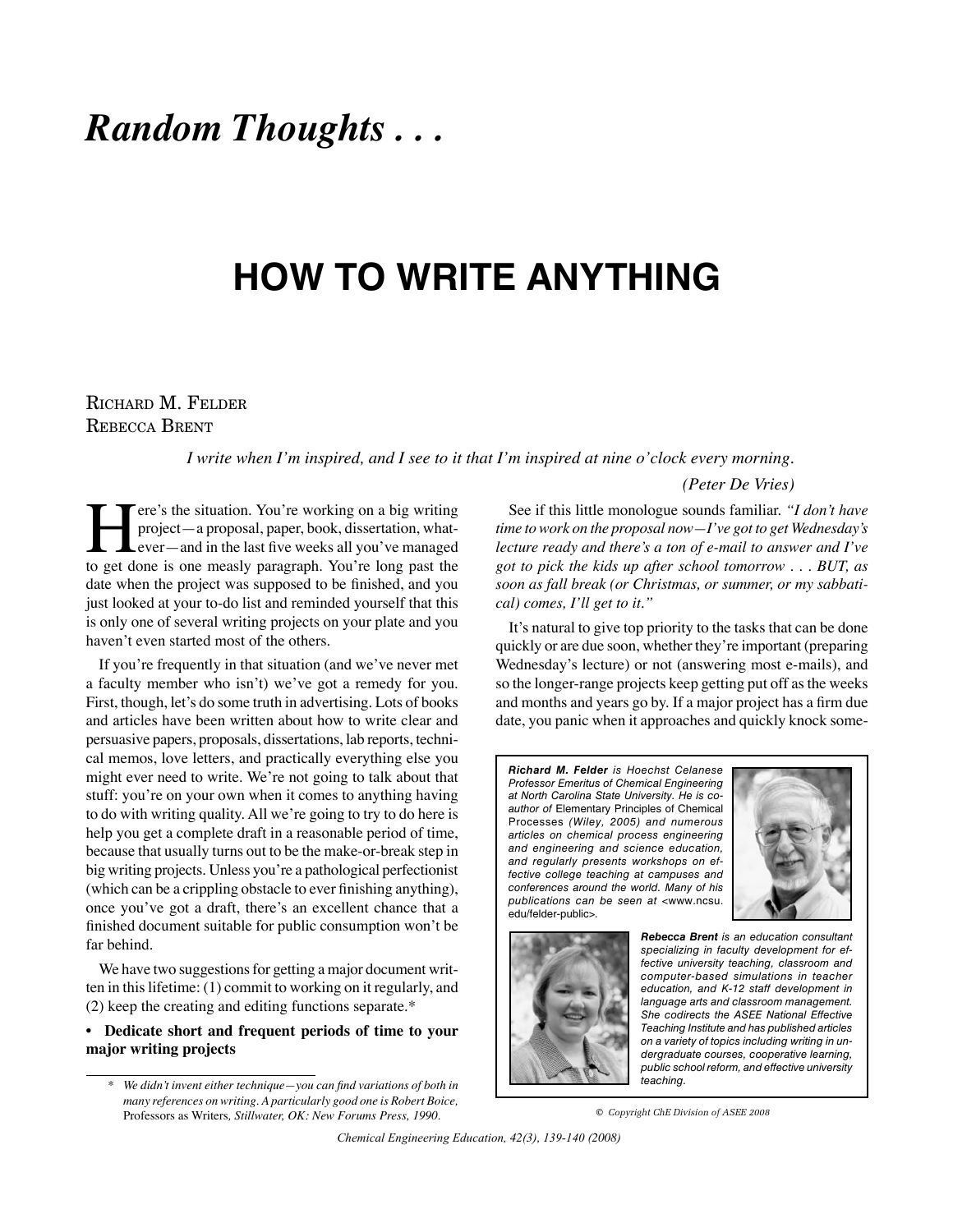# *Random Thoughts . . .*

# HOW TO WRITE ANYTHING

Richard M. Felder
Rebecca Brent

*I write when I'm inspired, and I see to it that I'm inspired at nine o'clock every morning.*

*(Peter De Vries)*

Here's the situation. You're working on a big writing project—a proposal, paper, book, dissertation, whatever—and in the last five weeks all you've managed to get done is one measly paragraph. You're long past the date when the project was supposed to be finished, and you just looked at your to-do list and reminded yourself that this is only one of several writing projects on your plate and you haven't even started most of the others.

If you're frequently in that situation (and we've never met a faculty member who isn't) we've got a remedy for you. First, though, let's do some truth in advertising. Lots of books and articles have been written about how to write clear and persuasive papers, proposals, dissertations, lab reports, technical memos, love letters, and practically everything else you might ever need to write. We're not going to talk about that stuff: you're on your own when it comes to anything having to do with writing quality. All we're going to try to do here is help you get a complete draft in a reasonable period of time, because that usually turns out to be the make-or-break step in big writing projects. Unless you're a pathological perfectionist (which can be a crippling obstacle to ever finishing anything), once you've got a draft, there's an excellent chance that a finished document suitable for public consumption won't be far behind.

We have two suggestions for getting a major document written in this lifetime: (1) commit to working on it regularly, and (2) keep the creating and editing functions separate.*

- **Dedicate short and frequent periods of time to your major writing projects**

See if this little monologue sounds familiar. *"I don't have time to work on the proposal now—I've got to get Wednesday's lecture ready and there's a ton of e-mail to answer and I've got to pick the kids up after school tomorrow . . . BUT, as soon as fall break (or Christmas, or summer, or my sabbatical) comes, I'll get to it."*

It's natural to give top priority to the tasks that can be done quickly or are due soon, whether they're important (preparing Wednesday's lecture) or not (answering most e-mails), and so the longer-range projects keep getting put off as the weeks and months and years go by. If a major project has a firm due date, you panic when it approaches and quickly knock some-

***Richard M. Felder*** *is Hoechst Celanese Professor Emeritus of Chemical Engineering at North Carolina State University. He is co-author of* Elementary Principles of Chemical Processes *(Wiley, 2005) and numerous articles on chemical process engineering and engineering and science education, and regularly presents workshops on effective college teaching at campuses and conferences around the world. Many of his publications can be seen at* <www.ncsu.edu/felder-public>.

***Rebecca Brent*** *is an education consultant specializing in faculty development for effective university teaching, classroom and computer-based simulations in teacher education, and K-12 staff development in language arts and classroom management. She codirects the ASEE National Effective Teaching Institute and has published articles on a variety of topics including writing in undergraduate courses, cooperative learning, public school reform, and effective university teaching.*

\* *We didn't invent either technique—you can find variations of both in many references on writing. A particularly good one is Robert Boice,* Professors as Writers*, Stillwater, OK: New Forums Press, 1990.*

*© Copyright ChE Division of ASEE 2008*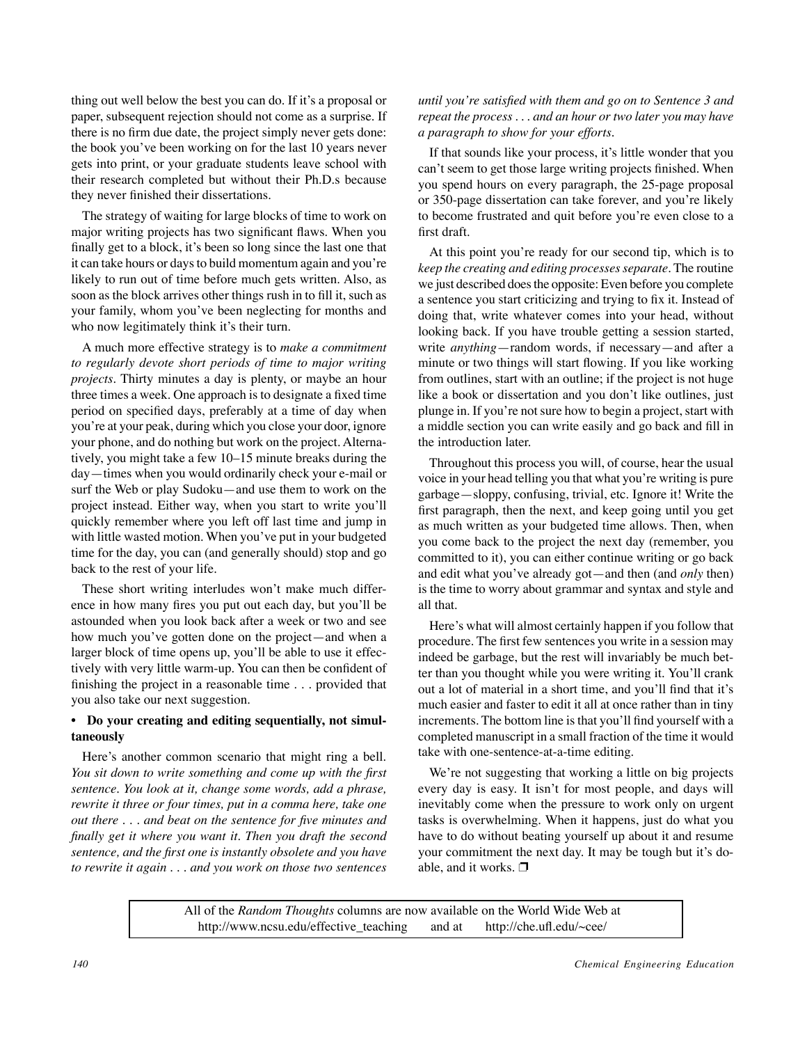thing out well below the best you can do. If it's a proposal or paper, subsequent rejection should not come as a surprise. If there is no firm due date, the project simply never gets done: the book you've been working on for the last 10 years never gets into print, or your graduate students leave school with their research completed but without their Ph.D.s because they never finished their dissertations.

The strategy of waiting for large blocks of time to work on major writing projects has two significant flaws. When you finally get to a block, it's been so long since the last one that it can take hours or days to build momentum again and you're likely to run out of time before much gets written. Also, as soon as the block arrives other things rush in to fill it, such as your family, whom you've been neglecting for months and who now legitimately think it's their turn.

A much more effective strategy is to *make a commitment to regularly devote short periods of time to major writing projects*. Thirty minutes a day is plenty, or maybe an hour three times a week. One approach is to designate a fixed time period on specified days, preferably at a time of day when you're at your peak, during which you close your door, ignore your phone, and do nothing but work on the project. Alternatively, you might take a few 10–15 minute breaks during the day—times when you would ordinarily check your e-mail or surf the Web or play Sudoku—and use them to work on the project instead. Either way, when you start to write you'll quickly remember where you left off last time and jump in with little wasted motion. When you've put in your budgeted time for the day, you can (and generally should) stop and go back to the rest of your life.

These short writing interludes won't make much difference in how many fires you put out each day, but you'll be astounded when you look back after a week or two and see how much you've gotten done on the project—and when a larger block of time opens up, you'll be able to use it effectively with very little warm-up. You can then be confident of finishing the project in a reasonable time . . . provided that you also take our next suggestion.

- **Do your creating and editing sequentially, not simultaneously**

Here's another common scenario that might ring a bell. *You sit down to write something and come up with the first sentence. You look at it, change some words, add a phrase, rewrite it three or four times, put in a comma here, take one out there . . . and beat on the sentence for five minutes and finally get it where you want it. Then you draft the second sentence, and the first one is instantly obsolete and you have to rewrite it again . . . and you work on those two sentences until you're satisfied with them and go on to Sentence 3 and repeat the process . . . and an hour or two later you may have a paragraph to show for your efforts.*

If that sounds like your process, it's little wonder that you can't seem to get those large writing projects finished. When you spend hours on every paragraph, the 25-page proposal or 350-page dissertation can take forever, and you're likely to become frustrated and quit before you're even close to a first draft.

At this point you're ready for our second tip, which is to *keep the creating and editing processes separate*. The routine we just described does the opposite: Even before you complete a sentence you start criticizing and trying to fix it. Instead of doing that, write whatever comes into your head, without looking back. If you have trouble getting a session started, write *anything*—random words, if necessary—and after a minute or two things will start flowing. If you like working from outlines, start with an outline; if the project is not huge like a book or dissertation and you don't like outlines, just plunge in. If you're not sure how to begin a project, start with a middle section you can write easily and go back and fill in the introduction later.

Throughout this process you will, of course, hear the usual voice in your head telling you that what you're writing is pure garbage—sloppy, confusing, trivial, etc. Ignore it! Write the first paragraph, then the next, and keep going until you get as much written as your budgeted time allows. Then, when you come back to the project the next day (remember, you committed to it), you can either continue writing or go back and edit what you've already got—and then (and *only* then) is the time to worry about grammar and syntax and style and all that.

Here's what will almost certainly happen if you follow that procedure. The first few sentences you write in a session may indeed be garbage, but the rest will invariably be much better than you thought while you were writing it. You'll crank out a lot of material in a short time, and you'll find that it's much easier and faster to edit it all at once rather than in tiny increments. The bottom line is that you'll find yourself with a completed manuscript in a small fraction of the time it would take with one-sentence-at-a-time editing.

We're not suggesting that working a little on big projects every day is easy. It isn't for most people, and days will inevitably come when the pressure to work only on urgent tasks is overwhelming. When it happens, just do what you have to do without beating yourself up about it and resume your commitment the next day. It may be tough but it's doable, and it works. ❐

All of the *Random Thoughts* columns are now available on the World Wide Web at http://www.ncsu.edu/effective_teaching and at http://che.ufl.edu/~cee/